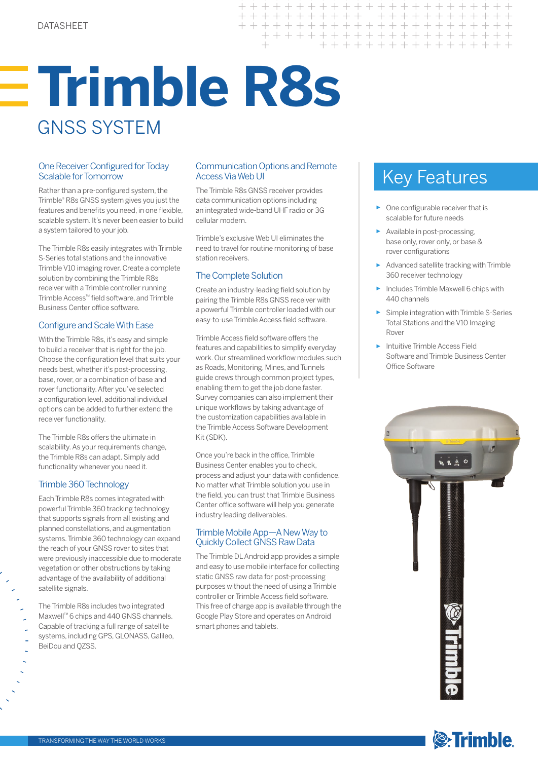DATASHEET

# Trimble R8s

## GNSS SYSTEM

### One Receiver Configured for Today Scalable for Tomorrow

Rather than a pre-configured system, the Trimble® R8s GNSS system gives you just the features and benefits you need, in one flexible, scalable system. It's never been easier to build a system tailored to your job.

The Trimble R8s easily integrates with Trimble S-Series total stations and the innovative Trimble V10 imaging rover. Create a complete solution by combining the Trimble R8s receiver with a Trimble controller running Trimble Access™ field software, and Trimble Business Center office software.

### Configure and Scale With Ease

With the Trimble R8s, it's easy and simple to build a receiver that is right for the job. Choose the configuration level that suits your needs best, whether it's post-processing, base, rover, or a combination of base and rover functionality. After you've selected a configuration level, additional individual options can be added to further extend the receiver functionality.

The Trimble R8s offers the ultimate in scalability. As your requirements change, the Trimble R8s can adapt. Simply add functionality whenever you need it.

### Trimble 360 Technology

Each Trimble R8s comes integrated with powerful Trimble 360 tracking technology that supports signals from all existing and planned constellations, and augmentation systems. Trimble 360 technology can expand the reach of your GNSS rover to sites that were previously inaccessible due to moderate vegetation or other obstructions by taking advantage of the availability of additional satellite signals.

The Trimble R8s includes two integrated Maxwell™ 6 chips and 440 GNSS channels. Capable of tracking a full range of satellite systems, including GPS, GLONASS, Galileo, BeiDou and QZSS.

### Communication Options and Remote Access Via Web UI

The Trimble R8s GNSS receiver provides data communication options including an integrated wide-band UHF radio or 3G cellular modem.

Trimble's exclusive Web UI eliminates the need to travel for routine monitoring of base station receivers.

### The Complete Solution

Create an industry-leading field solution by pairing the Trimble R8s GNSS receiver with a powerful Trimble controller loaded with our easy-to-use Trimble Access field software.

Trimble Access field software offers the features and capabilities to simplify everyday work. Our streamlined workflow modules such as Roads, Monitoring, Mines, and Tunnels guide crews through common project types, enabling them to get the job done faster. Survey companies can also implement their unique workflows by taking advantage of the customization capabilities available in the Trimble Access Software Development Kit (SDK).

Once you're back in the office, Trimble Business Center enables you to check, process and adjust your data with confidence. No matter what Trimble solution you use in the field, you can trust that Trimble Business Center office software will help you generate industry leading deliverables.

### Trimble Mobile App—A New Way to Quickly Collect GNSS Raw Data

The Trimble DL Android app provides a simple and easy to use mobile interface for collecting static GNSS raw data for post-processing purposes without the need of using a Trimble controller or Trimble Access field software. This free of charge app is available through the Google Play Store and operates on Android smart phones and tablets.

## Key Features

- One configurable receiver that is scalable for future needs
- Available in post-processing, base only, rover only, or base & rover configurations
- Advanced satellite tracking with Trimble 360 receiver technology
- Includes Trimble Maxwell 6 chips with 440 channels
- Simple integration with Trimble S-Series Total Stations and the V10 Imaging Rover
- Intuitive Trimble Access Field Software and Trimble Business Center Office Software

TRANSFORMING THE WAY THE WORLD WORKS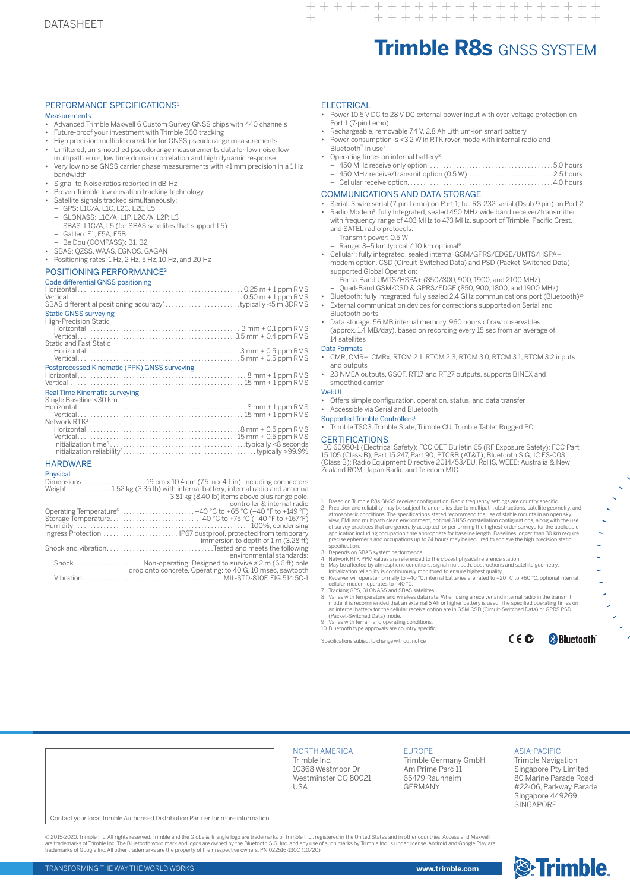DATASHEET

# Trimble R8s GNSS SYSTEM

## PERFORMANCE SPECIFICATIONS[1]

### Measurements

- Advanced Trimble Maxwell 6 Custom Survey GNSS chips with 440 channels
- Future-proof your investment with Trimble 360 tracking
- High precision multiple correlator for GNSS pseudorange measurements
- Unfiltered, un-smoothed pseudorange measurements data for low noise, low multipath error, low time domain correlation and high dynamic response
- Very low noise GNSS carrier phase measurements with <1 mm precision in a 1 Hz bandwidth
- Signal-to-Noise ratios reported in dB-Hz
- Proven Trimble low elevation tracking technology
- Satellite signals tracked simultaneously:
  - GPS: L1C/A, L1C, L2C, L2E, L5
  - GLONASS: L1C/A, L1P, L2C/A, L2P, L3
  - SBAS: L1C/A, L5 (for SBAS satellites that support L5)
  - Galileo: E1, E5A, E5B
  - BeiDou (COMPASS): B1, B2
- SBAS: QZSS, WAAS, EGNOS, GAGAN
- Positioning rates: 1 Hz, 2 Hz, 5 Hz, 10 Hz, and 20 Hz

## POSITIONING PERFORMANCE[2]

### Code differential GNSS positioning

Horizontal .......... 0.25 m + 1 ppm RMS
Vertical .......... 0.50 m + 1 ppm RMS
SBAS differential positioning accuracy[3] .......... typically <5 m 3DRMS

### Static GNSS surveying

High-Precision Static
- Horizontal .......... 3 mm + 0.1 ppm RMS
- Vertical .......... 3.5 mm + 0.4 ppm RMS

Static and Fast Static
- Horizontal .......... 3 mm + 0.5 ppm RMS
- Vertical .......... 5 mm + 0.5 ppm RMS

### Postprocessed Kinematic (PPK) GNSS surveying

Horizontal .......... 8 mm + 1 ppm RMS
Vertical .......... 15 mm + 1 ppm RMS

### Real Time Kinematic surveying

Single Baseline <30 km
- Horizontal .......... 8 mm + 1 ppm RMS
- Vertical .......... 15 mm + 1 ppm RMS

Network RTK[4]
- Horizontal .......... 8 mm + 0.5 ppm RMS
- Vertical .......... 15 mm + 0.5 ppm RMS
- Initialization time[5] .......... typically <8 seconds
- Initialization reliability[5] .......... typically >99.9%

## HARDWARE

### Physical

Dimensions .......... 19 cm x 10.4 cm (7.5 in x 4.1 in), including connectors
Weight .......... 1.52 kg (3.35 lb) with internal battery, internal radio and antenna; 3.81 kg (8.40 lb) items above plus range pole, controller & internal radio
Operating Temperature[6] .......... –40 °C to +65 °C (–40 °F to +149 °F)
Storage Temperature .......... –40 °C to +75 °C (–40 °F to +167°F)
Humidity .......... 100%, condensing
Ingress Protection .......... IP67 dustproof, protected from temporary immersion to depth of 1 m (3.28 ft)
Shock and vibration .......... Tested and meets the following environmental standards:
- Shock .......... Non-operating: Designed to survive a 2 m (6.6 ft) pole drop onto concrete. Operating: to 40 G, 10 msec, sawtooth
- Vibration .......... MIL-STD-810F, FIG.514.5C-1

## ELECTRICAL

- Power 10.5 V DC to 28 V DC external power input with over-voltage protection on Port 1 (7-pin Lemo)
- Rechargeable, removable 7.4 V, 2.8 Ah Lithium-ion smart battery
- Power consumption is <3.2 W in RTK rover mode with internal radio and Bluetooth® in use[7]
- Operating times on internal battery[8]:
  - 450 MHz receive only option .......... 5.0 hours
  - 450 MHz receive/transmit option (0.5 W) .......... 2.5 hours
  - Cellular receive option .......... 4.0 hours

## COMMUNICATIONS AND DATA STORAGE

- Serial: 3-wire serial (7-pin Lemo) on Port 1; full RS-232 serial (Dsub 9 pin) on Port 2
- Radio Modem[1]: fully Integrated, sealed 450 MHz wide band receiver/transmitter with frequency range of 403 MHz to 473 MHz, support of Trimble, Pacific Crest, and SATEL radio protocols:
  - Transmit power: 0.5 W
  - Range: 3–5 km typical / 10 km optimal[9]
- Cellular[1]: fully integrated, sealed internal GSM/GPRS/EDGE/UMTS/HSPA+ modem option. CSD (Circuit-Switched Data) and PSD (Packet-Switched Data) supported.Global Operation:
  - Penta-Band UMTS/HSPA+ (850/800, 900, 1900, and 2100 MHz)
  - Quad-Band GSM/CSD & GPRS/EDGE (850, 900, 1800, and 1900 MHz)
- Bluetooth: fully integrated, fully sealed 2.4 GHz communications port (Bluetooth)[10]
- External communication devices for corrections supported on Serial and Bluetooth ports
- Data storage: 56 MB internal memory, 960 hours of raw observables (approx. 1.4 MB/day), based on recording every 15 sec from an average of 14 satellites

### Data Formats

- CMR, CMR+, CMRx, RTCM 2.1, RTCM 2.3, RTCM 3.0, RTCM 3.1, RTCM 3.2 inputs and outputs
- 23 NMEA outputs, GSOF, RT17 and RT27 outputs, supports BINEX and smoothed carrier

### WebUI

- Offers simple configuration, operation, status, and data transfer
- Accessible via Serial and Bluetooth

### Supported Trimble Controllers[1]

- Trimble TSC3, Trimble Slate, Trimble CU, Trimble Tablet Rugged PC

## CERTIFICATIONS

IEC 60950-1 (Electrical Safety); FCC OET Bulletin 65 (RF Exposure Safety); FCC Part 15.105 (Class B), Part 15.247, Part 90; PTCRB (AT&T); Bluetooth SIG; IC ES-003 (Class B); Radio Equipment Directive 2014/53/EU, RoHS, WEEE; Australia & New Zealand RCM; Japan Radio and Telecom MIC

1. Based on Trimble R8s GNSS receiver configuration. Radio frequency settings are country specific.
2. Precision and reliability may be subject to anomalies due to multipath, obstructions, satellite geometry, and atmospheric conditions. The specifications stated recommend the use of stable mounts in an open sky view, EMI and multipath clean environment, optimal GNSS constellation configurations, along with the use of survey practices that are generally accepted for performing the highest-order surveys for the applicable application including occupation time appropriate for baseline length. Baselines longer than 30 km require precise ephemeris and occupations up to 24 hours may be required to achieve the high precision static specification.
3. Depends on SBAS system performance.
4. Network RTK PPM values are referenced to the closest physical reference station.
5. May be affected by atmospheric conditions, signal multipath, obstructions and satellite geometry. Initialization reliability is continuously monitored to ensure highest quality.
6. Receiver will operate normally to –40 °C, internal batteries are rated to –20 °C to +60 °C, optional internal cellular modem operates to –40 °C.
7. Tracking GPS, GLONASS and SBAS satellites.
8. Varies with temperature and wireless data rate. When using a receiver and internal radio in the transmit mode, it is recommended that an external 6 Ah or higher battery is used. The specified operating times on an internal battery for the cellular receive option are in GSM CSD (Circuit-Switched Data) or GPRS PSD (Packet-Switched Data) mode.
9. Varies with terrain and operating conditions.
10. Bluetooth type approvals are country specific.

Specifications subject to change without notice.

Contact your local Trimble Authorised Distribution Partner for more information

**NORTH AMERICA**
Trimble Inc.
10368 Westmoor Dr
Westminster CO 80021
USA

**EUROPE**
Trimble Germany GmbH
Am Prime Parc 11
65479 Raunheim
GERMANY

**ASIA-PACIFIC**
Trimble Navigation
Singapore Pty Limited
80 Marine Parade Road
#22-06, Parkway Parade
Singapore 449269
SINGAPORE

© 2015-2020, Trimble Inc. All rights reserved. Trimble and the Globe & Triangle logo are trademarks of Trimble Inc., registered in the United States and in other countries. Access and Maxwell are trademarks of Trimble Inc. The Bluetooth word mark and logos are owned by the Bluetooth SIG, Inc. and any use of such marks by Trimble Inc. is under license. Android and Google Play are trademarks of Google Inc. All other trademarks are the property of their respective owners. PN 022516-130C (10/20)

TRANSFORMING THE WAY THE WORLD WORKS    www.trimble.com